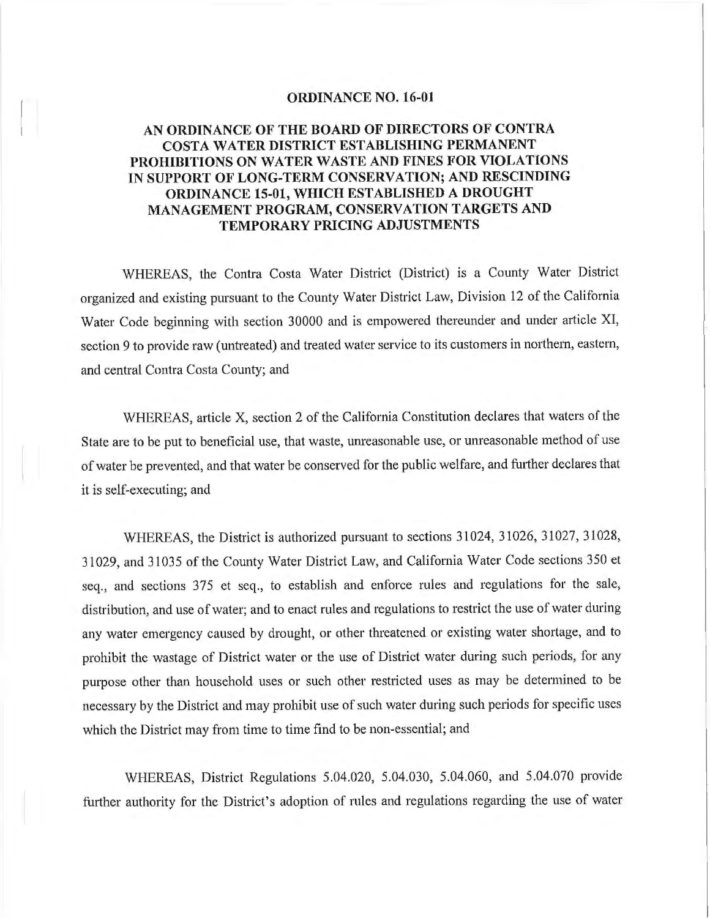**ORDINANCE NO. 16-01**

**AN ORDINANCE OF THE BOARD OF DIRECTORS OF CONTRA COSTA WATER DISTRICT ESTABLISHING PERMANENT PROHIBITIONS ON WATER WASTE AND FINES FOR VIOLATIONS IN SUPPORT OF LONG-TERM CONSERVATION; AND RESCINDING ORDINANCE 15-01, WHICH ESTABLISHED A DROUGHT MANAGEMENT PROGRAM, CONSERVATION TARGETS AND TEMPORARY PRICING ADJUSTMENTS**

WHEREAS, the Contra Costa Water District (District) is a County Water District organized and existing pursuant to the County Water District Law, Division 12 of the California Water Code beginning with section 30000 and is empowered thereunder and under article XI, section 9 to provide raw (untreated) and treated water service to its customers in northern, eastern, and central Contra Costa County; and

WHEREAS, article X, section 2 of the California Constitution declares that waters of the State are to be put to beneficial use, that waste, unreasonable use, or unreasonable method of use of water be prevented, and that water be conserved for the public welfare, and further declares that it is self-executing; and

WHEREAS, the District is authorized pursuant to sections 31024, 31026, 31027, 31028, 31029, and 31035 of the County Water District Law, and California Water Code sections 350 et seq., and sections 375 et seq., to establish and enforce rules and regulations for the sale, distribution, and use of water; and to enact rules and regulations to restrict the use of water during any water emergency caused by drought, or other threatened or existing water shortage, and to prohibit the wastage of District water or the use of District water during such periods, for any purpose other than household uses or such other restricted uses as may be determined to be necessary by the District and may prohibit use of such water during such periods for specific uses which the District may from time to time find to be non-essential; and

WHEREAS, District Regulations 5.04.020, 5.04.030, 5.04.060, and 5.04.070 provide further authority for the District's adoption of rules and regulations regarding the use of water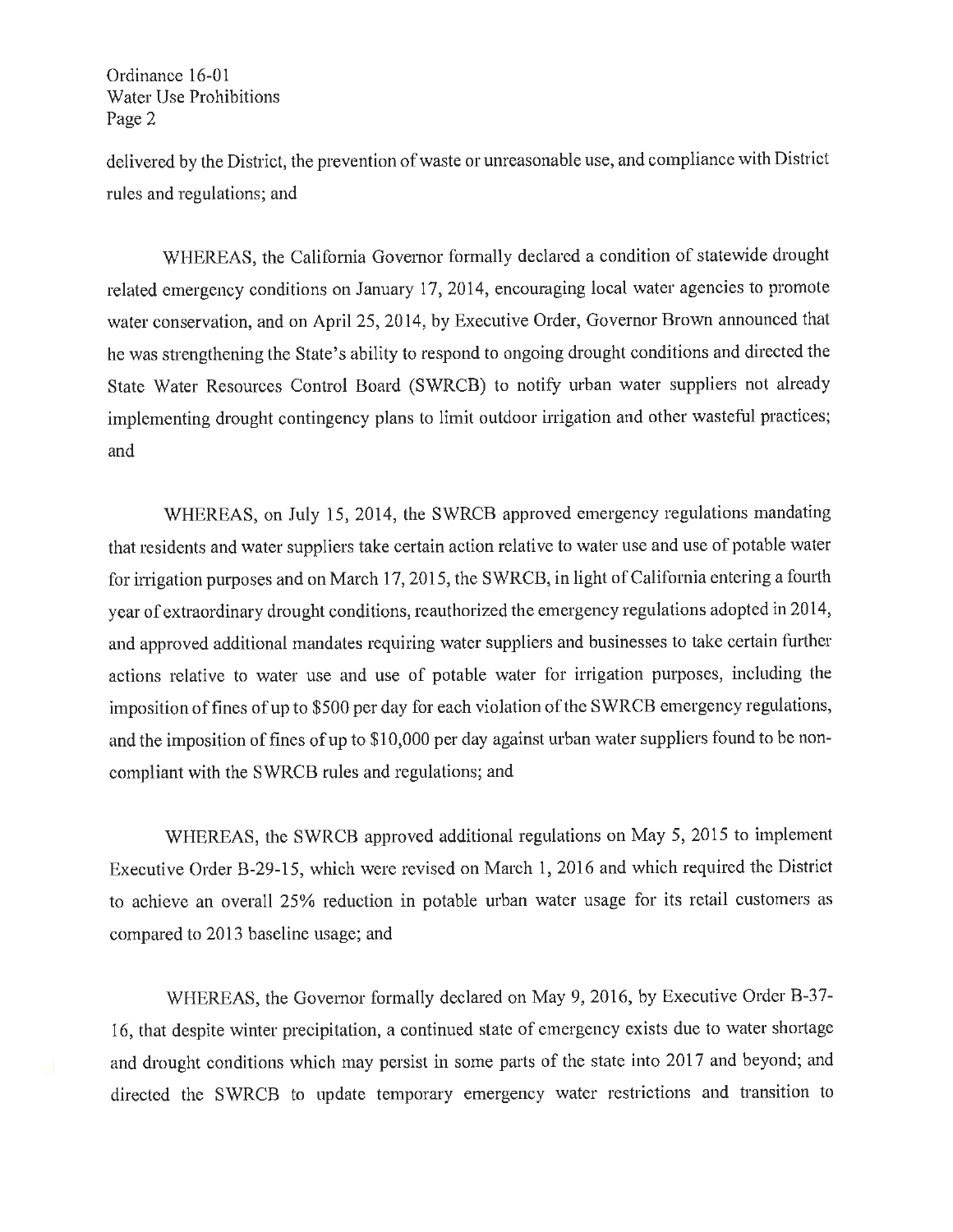delivered by the District, the prevention of waste or unreasonable use, and compliance with District rules and regulations; and

WHEREAS, the California Governor formally declared a condition of statewide drought related emergency conditions on January 17, 2014, encouraging local water agencies to promote water conservation, and on April 25, 2014, by Executive Order, Governor Brown announced that he was strengthening the State's ability to respond to ongoing drought conditions and directed the State Water Resources Control Board (SWRCB) to notify urban water suppliers not already implementing drought contingency plans to limit outdoor irrigation and other wasteful practices; and

WHEREAS, on July 15, 2014, the SWRCB approved emergency regulations mandating that residents and water suppliers take certain action relative to water use and use of potable water for irrigation purposes and on March 17, 2015, the SWRCB, in light of California entering a fourth year of extraordinary drought conditions, reauthorized the emergency regulations adopted in 2014, and approved additional mandates requiring water suppliers and businesses to take certain further actions relative to water use and use of potable water for irrigation purposes, including the imposition of fines of up to $500 per day for each violation of the SWRCB emergency regulations, and the imposition of fines of up to $10,000 per day against urban water suppliers found to be non-compliant with the SWRCB rules and regulations; and

WHEREAS, the SWRCB approved additional regulations on May 5, 2015 to implement Executive Order B-29-15, which were revised on March 1, 2016 and which required the District to achieve an overall 25% reduction in potable urban water usage for its retail customers as compared to 2013 baseline usage; and

WHEREAS, the Governor formally declared on May 9, 2016, by Executive Order B-37-16, that despite winter precipitation, a continued state of emergency exists due to water shortage and drought conditions which may persist in some parts of the state into 2017 and beyond; and directed the SWRCB to update temporary emergency water restrictions and transition to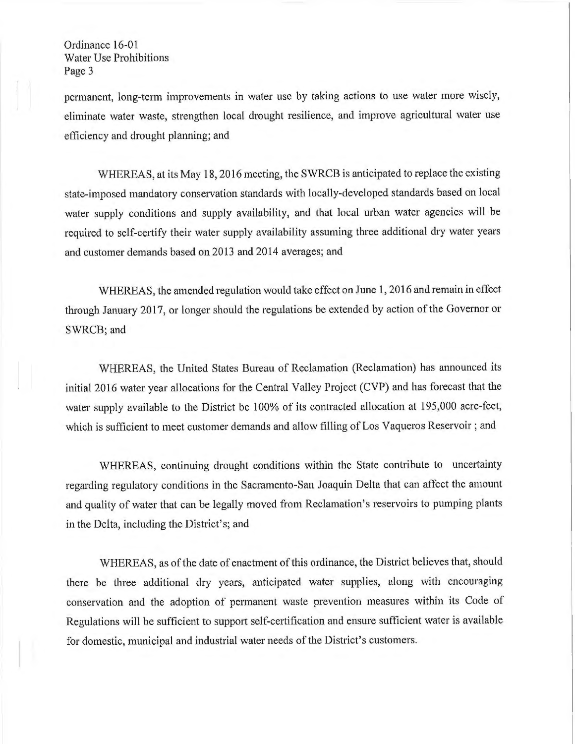permanent, long-term improvements in water use by taking actions to use water more wisely, eliminate water waste, strengthen local drought resilience, and improve agricultural water use efficiency and drought planning; and

WHEREAS, at its May 18, 2016 meeting, the SWRCB is anticipated to replace the existing state-imposed mandatory conservation standards with locally-developed standards based on local water supply conditions and supply availability, and that local urban water agencies will be required to self-certify their water supply availability assuming three additional dry water years and customer demands based on 2013 and 2014 averages; and

WHEREAS, the amended regulation would take effect on June 1, 2016 and remain in effect through January 2017, or longer should the regulations be extended by action of the Governor or SWRCB; and

WHEREAS, the United States Bureau of Reclamation (Reclamation) has announced its initial 2016 water year allocations for the Central Valley Project (CVP) and has forecast that the water supply available to the District be 100% of its contracted allocation at 195,000 acre-feet, which is sufficient to meet customer demands and allow filling of Los Vaqueros Reservoir ; and

WHEREAS, continuing drought conditions within the State contribute to uncertainty regarding regulatory conditions in the Sacramento-San Joaquin Delta that can affect the amount and quality of water that can be legally moved from Reclamation's reservoirs to pumping plants in the Delta, including the District's; and

WHEREAS, as of the date of enactment of this ordinance, the District believes that, should there be three additional dry years, anticipated water supplies, along with encouraging conservation and the adoption of permanent waste prevention measures within its Code of Regulations will be sufficient to support self-certification and ensure sufficient water is available for domestic, municipal and industrial water needs of the District's customers.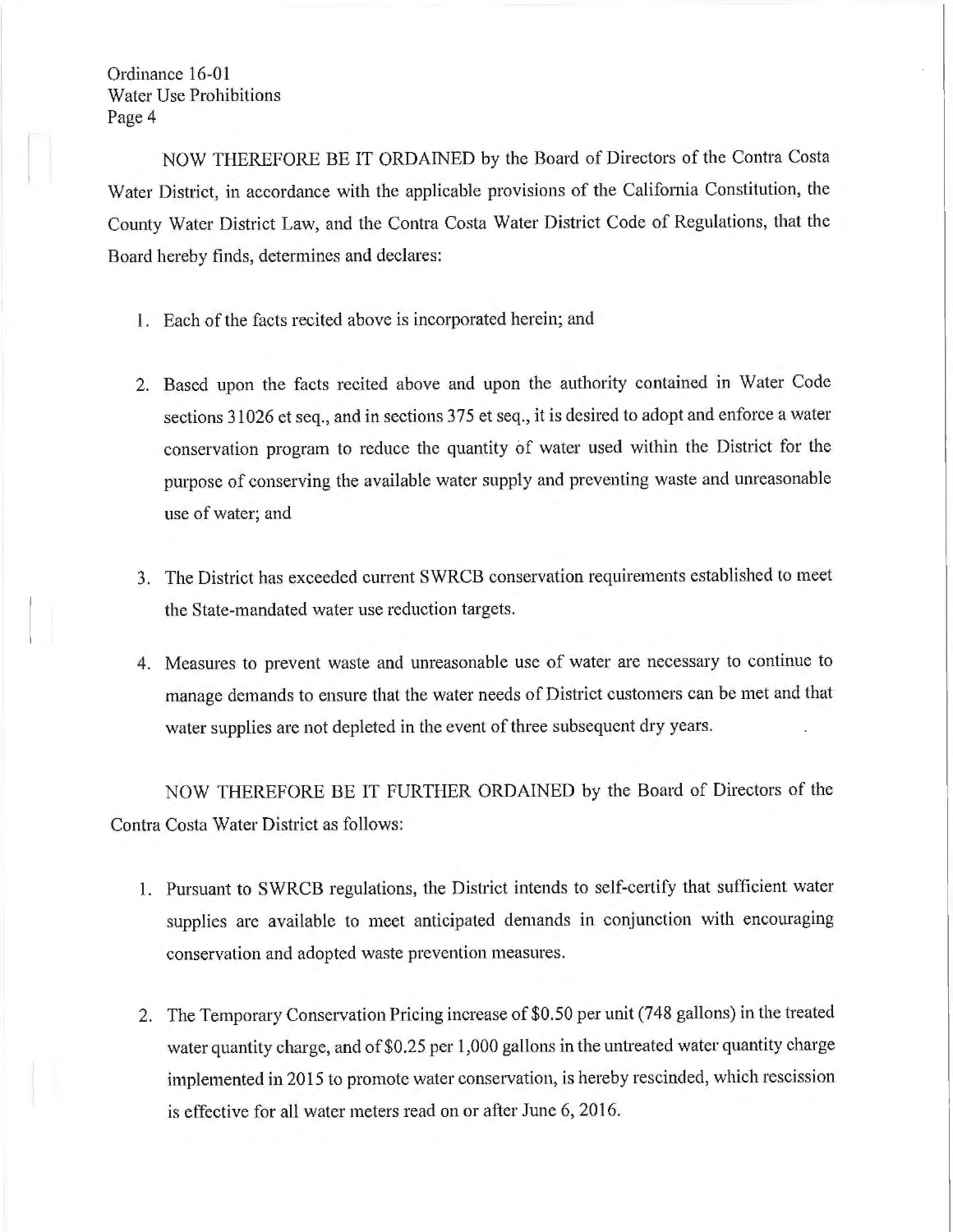NOW THEREFORE BE IT ORDAINED by the Board of Directors of the Contra Costa Water District, in accordance with the applicable provisions of the California Constitution, the County Water District Law, and the Contra Costa Water District Code of Regulations, that the Board hereby finds, determines and declares:

1. Each of the facts recited above is incorporated herein; and

2. Based upon the facts recited above and upon the authority contained in Water Code sections 31026 et seq., and in sections 375 et seq., it is desired to adopt and enforce a water conservation program to reduce the quantity of water used within the District for the purpose of conserving the available water supply and preventing waste and unreasonable use of water; and

3. The District has exceeded current SWRCB conservation requirements established to meet the State-mandated water use reduction targets.

4. Measures to prevent waste and unreasonable use of water are necessary to continue to manage demands to ensure that the water needs of District customers can be met and that water supplies are not depleted in the event of three subsequent dry years.

NOW THEREFORE BE IT FURTHER ORDAINED by the Board of Directors of the Contra Costa Water District as follows:

1. Pursuant to SWRCB regulations, the District intends to self-certify that sufficient water supplies are available to meet anticipated demands in conjunction with encouraging conservation and adopted waste prevention measures.

2. The Temporary Conservation Pricing increase of $0.50 per unit (748 gallons) in the treated water quantity charge, and of $0.25 per 1,000 gallons in the untreated water quantity charge implemented in 2015 to promote water conservation, is hereby rescinded, which rescission is effective for all water meters read on or after June 6, 2016.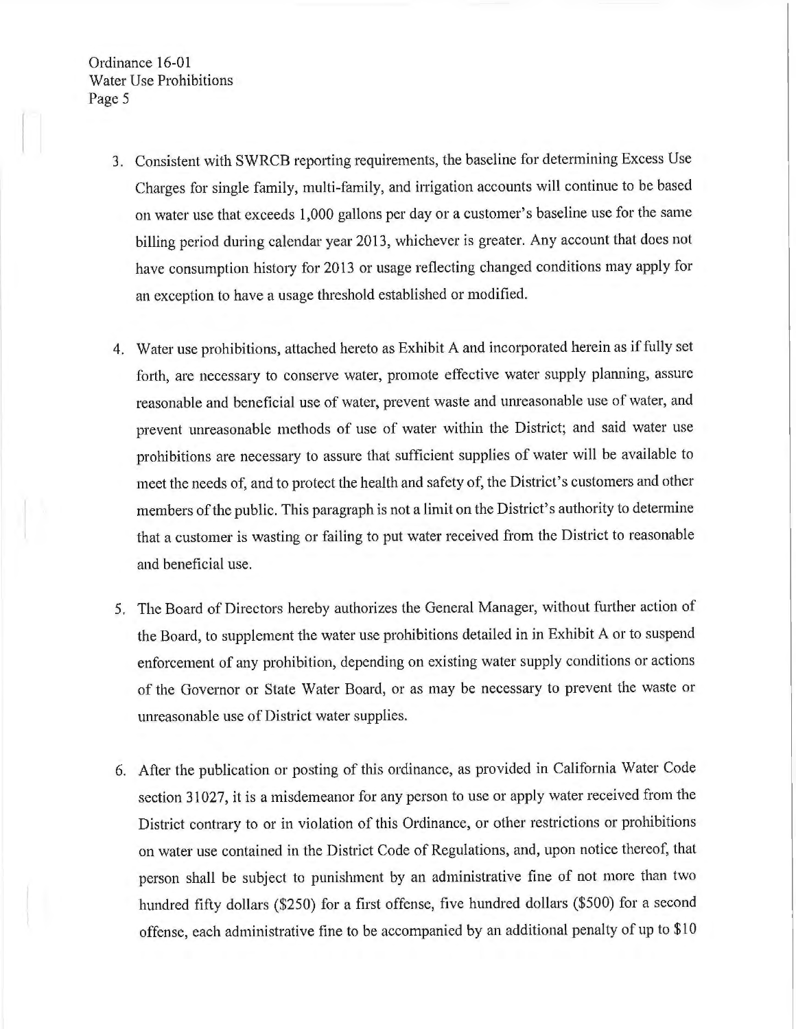3. Consistent with SWRCB reporting requirements, the baseline for determining Excess Use Charges for single family, multi-family, and irrigation accounts will continue to be based on water use that exceeds 1,000 gallons per day or a customer's baseline use for the same billing period during calendar year 2013, whichever is greater. Any account that does not have consumption history for 2013 or usage reflecting changed conditions may apply for an exception to have a usage threshold established or modified.

4. Water use prohibitions, attached hereto as Exhibit A and incorporated herein as if fully set forth, are necessary to conserve water, promote effective water supply planning, assure reasonable and beneficial use of water, prevent waste and unreasonable use of water, and prevent unreasonable methods of use of water within the District; and said water use prohibitions are necessary to assure that sufficient supplies of water will be available to meet the needs of, and to protect the health and safety of, the District's customers and other members of the public. This paragraph is not a limit on the District's authority to determine that a customer is wasting or failing to put water received from the District to reasonable and beneficial use.

5. The Board of Directors hereby authorizes the General Manager, without further action of the Board, to supplement the water use prohibitions detailed in in Exhibit A or to suspend enforcement of any prohibition, depending on existing water supply conditions or actions of the Governor or State Water Board, or as may be necessary to prevent the waste or unreasonable use of District water supplies.

6. After the publication or posting of this ordinance, as provided in California Water Code section 31027, it is a misdemeanor for any person to use or apply water received from the District contrary to or in violation of this Ordinance, or other restrictions or prohibitions on water use contained in the District Code of Regulations, and, upon notice thereof, that person shall be subject to punishment by an administrative fine of not more than two hundred fifty dollars ($250) for a first offense, five hundred dollars ($500) for a second offense, each administrative fine to be accompanied by an additional penalty of up to $10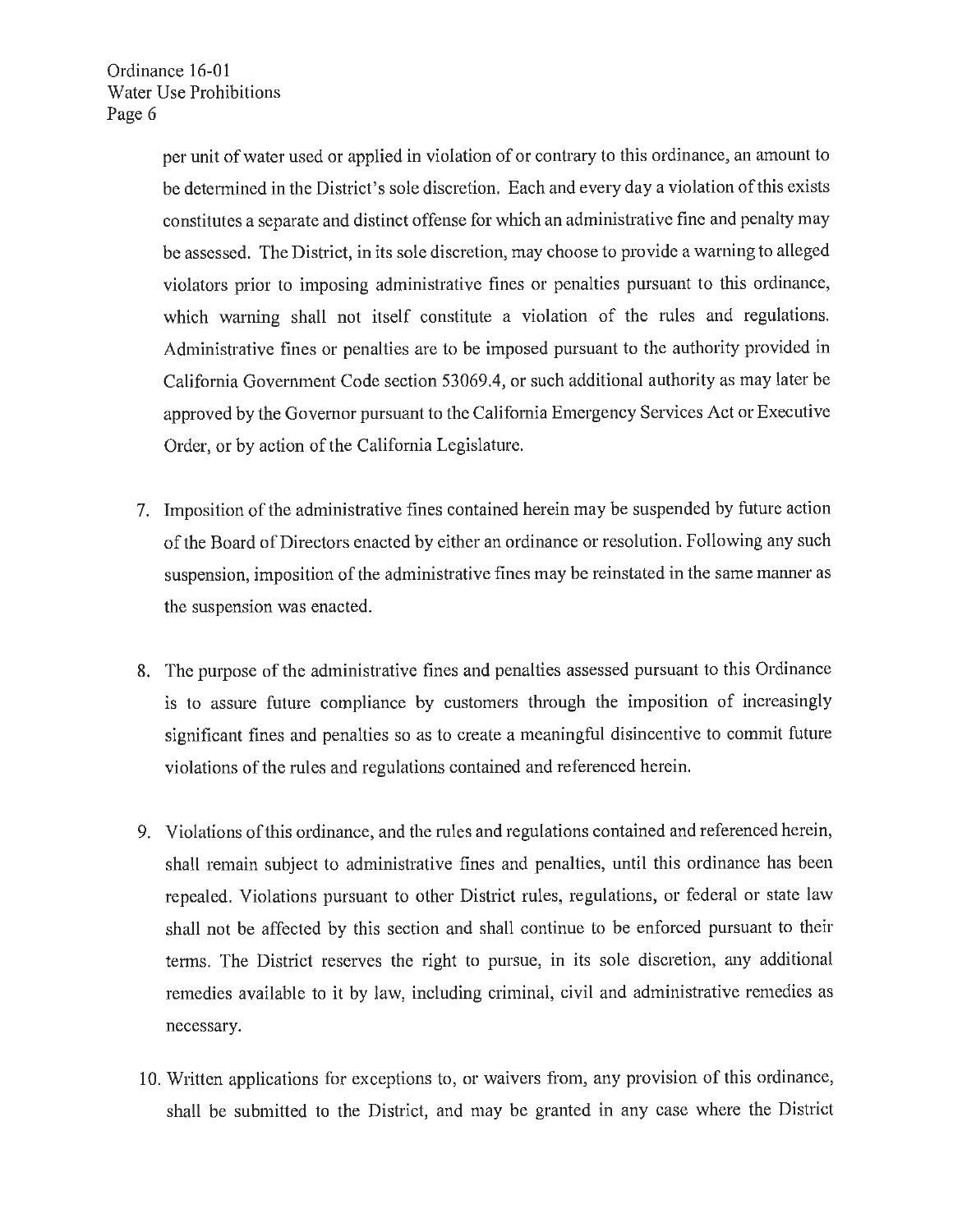per unit of water used or applied in violation of or contrary to this ordinance, an amount to be determined in the District's sole discretion. Each and every day a violation of this exists constitutes a separate and distinct offense for which an administrative fine and penalty may be assessed. The District, in its sole discretion, may choose to provide a warning to alleged violators prior to imposing administrative fines or penalties pursuant to this ordinance, which warning shall not itself constitute a violation of the rules and regulations. Administrative fines or penalties are to be imposed pursuant to the authority provided in California Government Code section 53069.4, or such additional authority as may later be approved by the Governor pursuant to the California Emergency Services Act or Executive Order, or by action of the California Legislature.

7. Imposition of the administrative fines contained herein may be suspended by future action of the Board of Directors enacted by either an ordinance or resolution. Following any such suspension, imposition of the administrative fines may be reinstated in the same manner as the suspension was enacted.

8. The purpose of the administrative fines and penalties assessed pursuant to this Ordinance is to assure future compliance by customers through the imposition of increasingly significant fines and penalties so as to create a meaningful disincentive to commit future violations of the rules and regulations contained and referenced herein.

9. Violations of this ordinance, and the rules and regulations contained and referenced herein, shall remain subject to administrative fines and penalties, until this ordinance has been repealed. Violations pursuant to other District rules, regulations, or federal or state law shall not be affected by this section and shall continue to be enforced pursuant to their terms. The District reserves the right to pursue, in its sole discretion, any additional remedies available to it by law, including criminal, civil and administrative remedies as necessary.

10. Written applications for exceptions to, or waivers from, any provision of this ordinance, shall be submitted to the District, and may be granted in any case where the District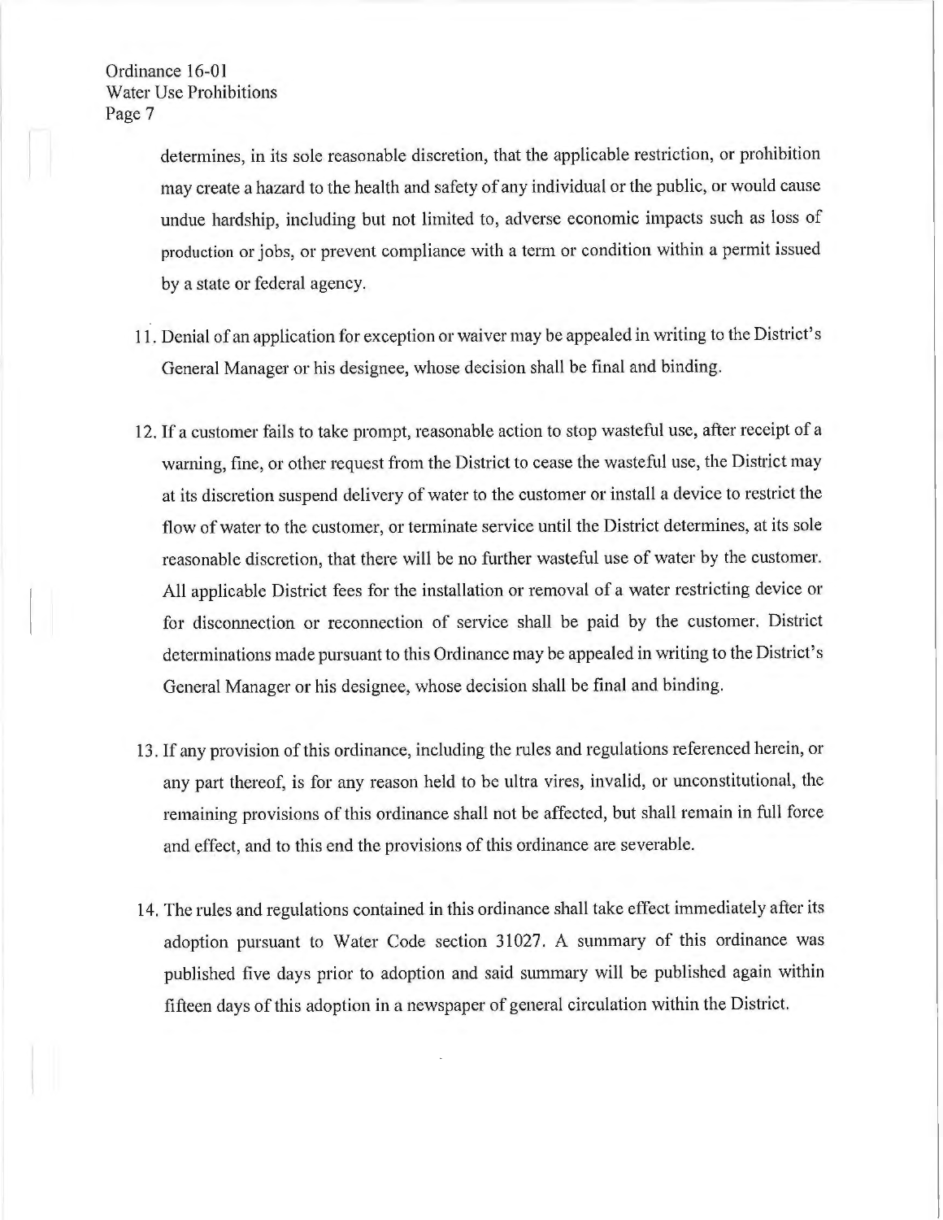determines, in its sole reasonable discretion, that the applicable restriction, or prohibition may create a hazard to the health and safety of any individual or the public, or would cause undue hardship, including but not limited to, adverse economic impacts such as loss of production or jobs, or prevent compliance with a term or condition within a permit issued by a state or federal agency.

11. Denial of an application for exception or waiver may be appealed in writing to the District's General Manager or his designee, whose decision shall be final and binding.

12. If a customer fails to take prompt, reasonable action to stop wasteful use, after receipt of a warning, fine, or other request from the District to cease the wasteful use, the District may at its discretion suspend delivery of water to the customer or install a device to restrict the flow of water to the customer, or terminate service until the District determines, at its sole reasonable discretion, that there will be no further wasteful use of water by the customer. All applicable District fees for the installation or removal of a water restricting device or for disconnection or reconnection of service shall be paid by the customer. District determinations made pursuant to this Ordinance may be appealed in writing to the District's General Manager or his designee, whose decision shall be final and binding.

13. If any provision of this ordinance, including the rules and regulations referenced herein, or any part thereof, is for any reason held to be ultra vires, invalid, or unconstitutional, the remaining provisions of this ordinance shall not be affected, but shall remain in full force and effect, and to this end the provisions of this ordinance are severable.

14. The rules and regulations contained in this ordinance shall take effect immediately after its adoption pursuant to Water Code section 31027. A summary of this ordinance was published five days prior to adoption and said summary will be published again within fifteen days of this adoption in a newspaper of general circulation within the District.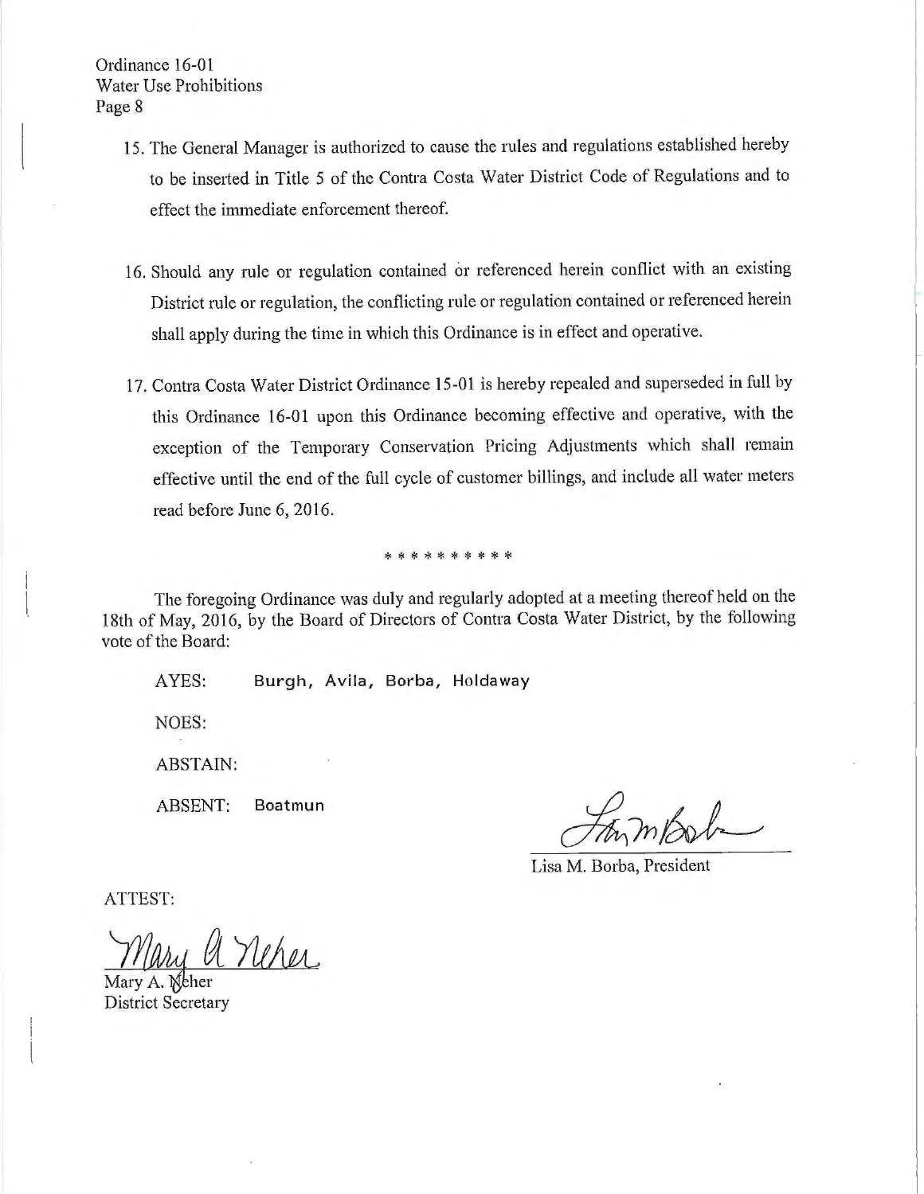15. The General Manager is authorized to cause the rules and regulations established hereby to be inserted in Title 5 of the Contra Costa Water District Code of Regulations and to effect the immediate enforcement thereof.

16. Should any rule or regulation contained or referenced herein conflict with an existing District rule or regulation, the conflicting rule or regulation contained or referenced herein shall apply during the time in which this Ordinance is in effect and operative.

17. Contra Costa Water District Ordinance 15-01 is hereby repealed and superseded in full by this Ordinance 16-01 upon this Ordinance becoming effective and operative, with the exception of the Temporary Conservation Pricing Adjustments which shall remain effective until the end of the full cycle of customer billings, and include all water meters read before June 6, 2016.

\* \* \* \* \* \* \* \* \* \*

The foregoing Ordinance was duly and regularly adopted at a meeting thereof held on the 18th of May, 2016, by the Board of Directors of Contra Costa Water District, by the following vote of the Board:

AYES: Burgh, Avila, Borba, Holdaway

NOES:

ABSTAIN:

ABSENT: Boatmun

Lisa M. Borba, President

ATTEST:

Mary A. Neher
District Secretary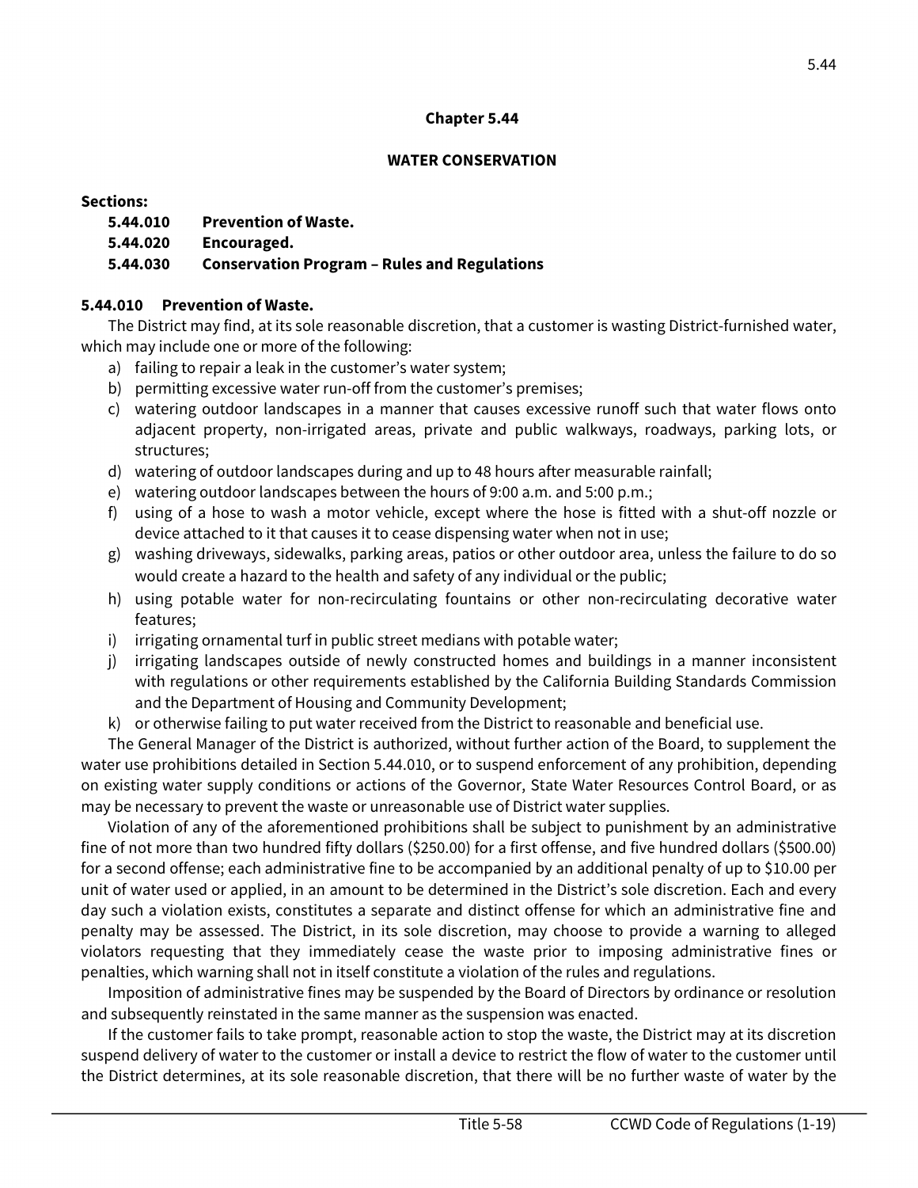## Chapter 5.44

## WATER CONSERVATION

**Sections:**

**5.44.010 Prevention of Waste.**
**5.44.020 Encouraged.**
**5.44.030 Conservation Program – Rules and Regulations**

### 5.44.010 Prevention of Waste.

The District may find, at its sole reasonable discretion, that a customer is wasting District-furnished water, which may include one or more of the following:

a) failing to repair a leak in the customer's water system;
b) permitting excessive water run-off from the customer's premises;
c) watering outdoor landscapes in a manner that causes excessive runoff such that water flows onto adjacent property, non-irrigated areas, private and public walkways, roadways, parking lots, or structures;
d) watering of outdoor landscapes during and up to 48 hours after measurable rainfall;
e) watering outdoor landscapes between the hours of 9:00 a.m. and 5:00 p.m.;
f) using of a hose to wash a motor vehicle, except where the hose is fitted with a shut-off nozzle or device attached to it that causes it to cease dispensing water when not in use;
g) washing driveways, sidewalks, parking areas, patios or other outdoor area, unless the failure to do so would create a hazard to the health and safety of any individual or the public;
h) using potable water for non-recirculating fountains or other non-recirculating decorative water features;
i) irrigating ornamental turf in public street medians with potable water;
j) irrigating landscapes outside of newly constructed homes and buildings in a manner inconsistent with regulations or other requirements established by the California Building Standards Commission and the Department of Housing and Community Development;
k) or otherwise failing to put water received from the District to reasonable and beneficial use.

The General Manager of the District is authorized, without further action of the Board, to supplement the water use prohibitions detailed in Section 5.44.010, or to suspend enforcement of any prohibition, depending on existing water supply conditions or actions of the Governor, State Water Resources Control Board, or as may be necessary to prevent the waste or unreasonable use of District water supplies.

Violation of any of the aforementioned prohibitions shall be subject to punishment by an administrative fine of not more than two hundred fifty dollars ($250.00) for a first offense, and five hundred dollars ($500.00) for a second offense; each administrative fine to be accompanied by an additional penalty of up to $10.00 per unit of water used or applied, in an amount to be determined in the District's sole discretion. Each and every day such a violation exists, constitutes a separate and distinct offense for which an administrative fine and penalty may be assessed. The District, in its sole discretion, may choose to provide a warning to alleged violators requesting that they immediately cease the waste prior to imposing administrative fines or penalties, which warning shall not in itself constitute a violation of the rules and regulations.

Imposition of administrative fines may be suspended by the Board of Directors by ordinance or resolution and subsequently reinstated in the same manner as the suspension was enacted.

If the customer fails to take prompt, reasonable action to stop the waste, the District may at its discretion suspend delivery of water to the customer or install a device to restrict the flow of water to the customer until the District determines, at its sole reasonable discretion, that there will be no further waste of water by the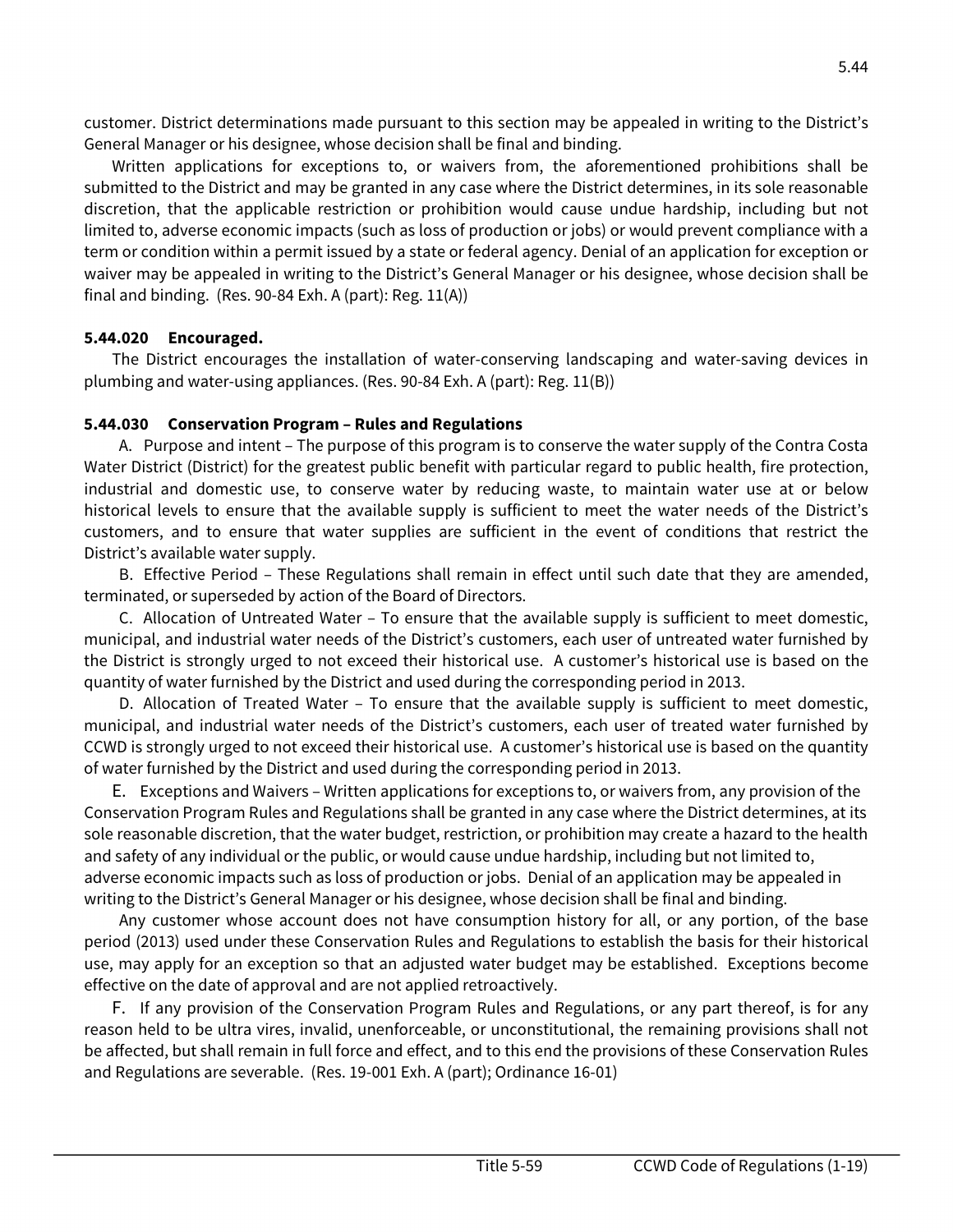customer. District determinations made pursuant to this section may be appealed in writing to the District's General Manager or his designee, whose decision shall be final and binding.

Written applications for exceptions to, or waivers from, the aforementioned prohibitions shall be submitted to the District and may be granted in any case where the District determines, in its sole reasonable discretion, that the applicable restriction or prohibition would cause undue hardship, including but not limited to, adverse economic impacts (such as loss of production or jobs) or would prevent compliance with a term or condition within a permit issued by a state or federal agency. Denial of an application for exception or waiver may be appealed in writing to the District's General Manager or his designee, whose decision shall be final and binding. (Res. 90-84 Exh. A (part): Reg. 11(A))

**5.44.020 Encouraged.**

The District encourages the installation of water-conserving landscaping and water-saving devices in plumbing and water-using appliances. (Res. 90-84 Exh. A (part): Reg. 11(B))

**5.44.030 Conservation Program – Rules and Regulations**

A. Purpose and intent – The purpose of this program is to conserve the water supply of the Contra Costa Water District (District) for the greatest public benefit with particular regard to public health, fire protection, industrial and domestic use, to conserve water by reducing waste, to maintain water use at or below historical levels to ensure that the available supply is sufficient to meet the water needs of the District's customers, and to ensure that water supplies are sufficient in the event of conditions that restrict the District's available water supply.

B. Effective Period – These Regulations shall remain in effect until such date that they are amended, terminated, or superseded by action of the Board of Directors.

C. Allocation of Untreated Water – To ensure that the available supply is sufficient to meet domestic, municipal, and industrial water needs of the District's customers, each user of untreated water furnished by the District is strongly urged to not exceed their historical use. A customer's historical use is based on the quantity of water furnished by the District and used during the corresponding period in 2013.

D. Allocation of Treated Water – To ensure that the available supply is sufficient to meet domestic, municipal, and industrial water needs of the District's customers, each user of treated water furnished by CCWD is strongly urged to not exceed their historical use. A customer's historical use is based on the quantity of water furnished by the District and used during the corresponding period in 2013.

E. Exceptions and Waivers – Written applications for exceptions to, or waivers from, any provision of the Conservation Program Rules and Regulations shall be granted in any case where the District determines, at its sole reasonable discretion, that the water budget, restriction, or prohibition may create a hazard to the health and safety of any individual or the public, or would cause undue hardship, including but not limited to, adverse economic impacts such as loss of production or jobs. Denial of an application may be appealed in writing to the District's General Manager or his designee, whose decision shall be final and binding.

Any customer whose account does not have consumption history for all, or any portion, of the base period (2013) used under these Conservation Rules and Regulations to establish the basis for their historical use, may apply for an exception so that an adjusted water budget may be established. Exceptions become effective on the date of approval and are not applied retroactively.

F. If any provision of the Conservation Program Rules and Regulations, or any part thereof, is for any reason held to be ultra vires, invalid, unenforceable, or unconstitutional, the remaining provisions shall not be affected, but shall remain in full force and effect, and to this end the provisions of these Conservation Rules and Regulations are severable. (Res. 19-001 Exh. A (part); Ordinance 16-01)